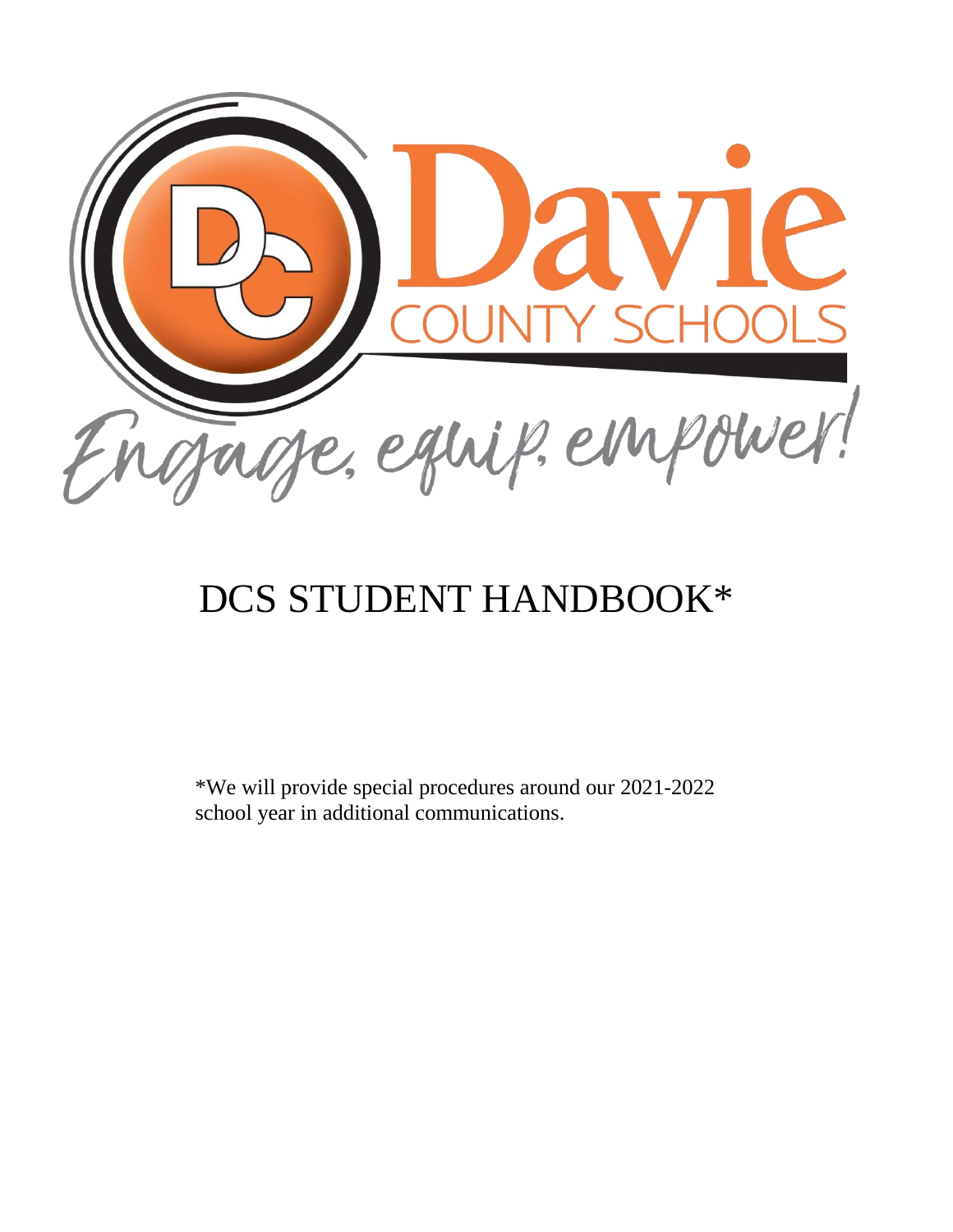Davie

COUNTY SCHOOLS

Engage, equip, empower!

# DCS STUDENT HANDBOOK*

*We will provide special procedures around our 2021-2022 school year in additional communications.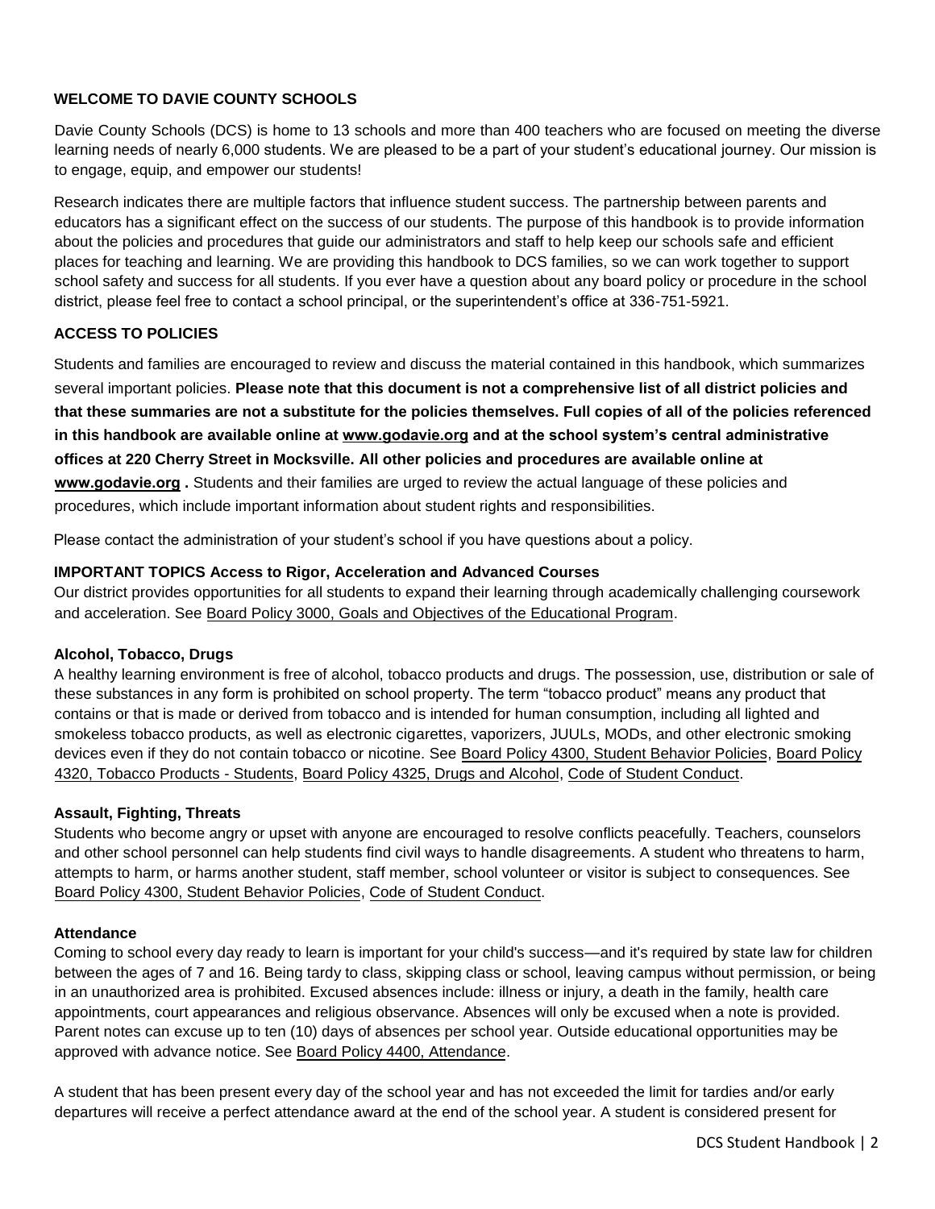## WELCOME TO DAVIE COUNTY SCHOOLS

Davie County Schools (DCS) is home to 13 schools and more than 400 teachers who are focused on meeting the diverse learning needs of nearly 6,000 students. We are pleased to be a part of your student's educational journey. Our mission is to engage, equip, and empower our students!

Research indicates there are multiple factors that influence student success. The partnership between parents and educators has a significant effect on the success of our students. The purpose of this handbook is to provide information about the policies and procedures that guide our administrators and staff to help keep our schools safe and efficient places for teaching and learning. We are providing this handbook to DCS families, so we can work together to support school safety and success for all students. If you ever have a question about any board policy or procedure in the school district, please feel free to contact a school principal, or the superintendent's office at 336-751-5921.

## ACCESS TO POLICIES

Students and families are encouraged to review and discuss the material contained in this handbook, which summarizes several important policies. **Please note that this document is not a comprehensive list of all district policies and that these summaries are not a substitute for the policies themselves. Full copies of all of the policies referenced in this handbook are available online at www.godavie.org and at the school system's central administrative offices at 220 Cherry Street in Mocksville. All other policies and procedures are available online at www.godavie.org .** Students and their families are urged to review the actual language of these policies and procedures, which include important information about student rights and responsibilities.

Please contact the administration of your student's school if you have questions about a policy.

## IMPORTANT TOPICS

### Access to Rigor, Acceleration and Advanced Courses

Our district provides opportunities for all students to expand their learning through academically challenging coursework and acceleration. See Board Policy 3000, Goals and Objectives of the Educational Program.

### Alcohol, Tobacco, Drugs

A healthy learning environment is free of alcohol, tobacco products and drugs. The possession, use, distribution or sale of these substances in any form is prohibited on school property. The term "tobacco product" means any product that contains or that is made or derived from tobacco and is intended for human consumption, including all lighted and smokeless tobacco products, as well as electronic cigarettes, vaporizers, JUULs, MODs, and other electronic smoking devices even if they do not contain tobacco or nicotine. See Board Policy 4300, Student Behavior Policies, Board Policy 4320, Tobacco Products - Students, Board Policy 4325, Drugs and Alcohol, Code of Student Conduct.

### Assault, Fighting, Threats

Students who become angry or upset with anyone are encouraged to resolve conflicts peacefully. Teachers, counselors and other school personnel can help students find civil ways to handle disagreements. A student who threatens to harm, attempts to harm, or harms another student, staff member, school volunteer or visitor is subject to consequences. See Board Policy 4300, Student Behavior Policies, Code of Student Conduct.

### Attendance

Coming to school every day ready to learn is important for your child's success—and it's required by state law for children between the ages of 7 and 16. Being tardy to class, skipping class or school, leaving campus without permission, or being in an unauthorized area is prohibited. Excused absences include: illness or injury, a death in the family, health care appointments, court appearances and religious observance. Absences will only be excused when a note is provided. Parent notes can excuse up to ten (10) days of absences per school year. Outside educational opportunities may be approved with advance notice. See Board Policy 4400, Attendance.

A student that has been present every day of the school year and has not exceeded the limit for tardies and/or early departures will receive a perfect attendance award at the end of the school year. A student is considered present for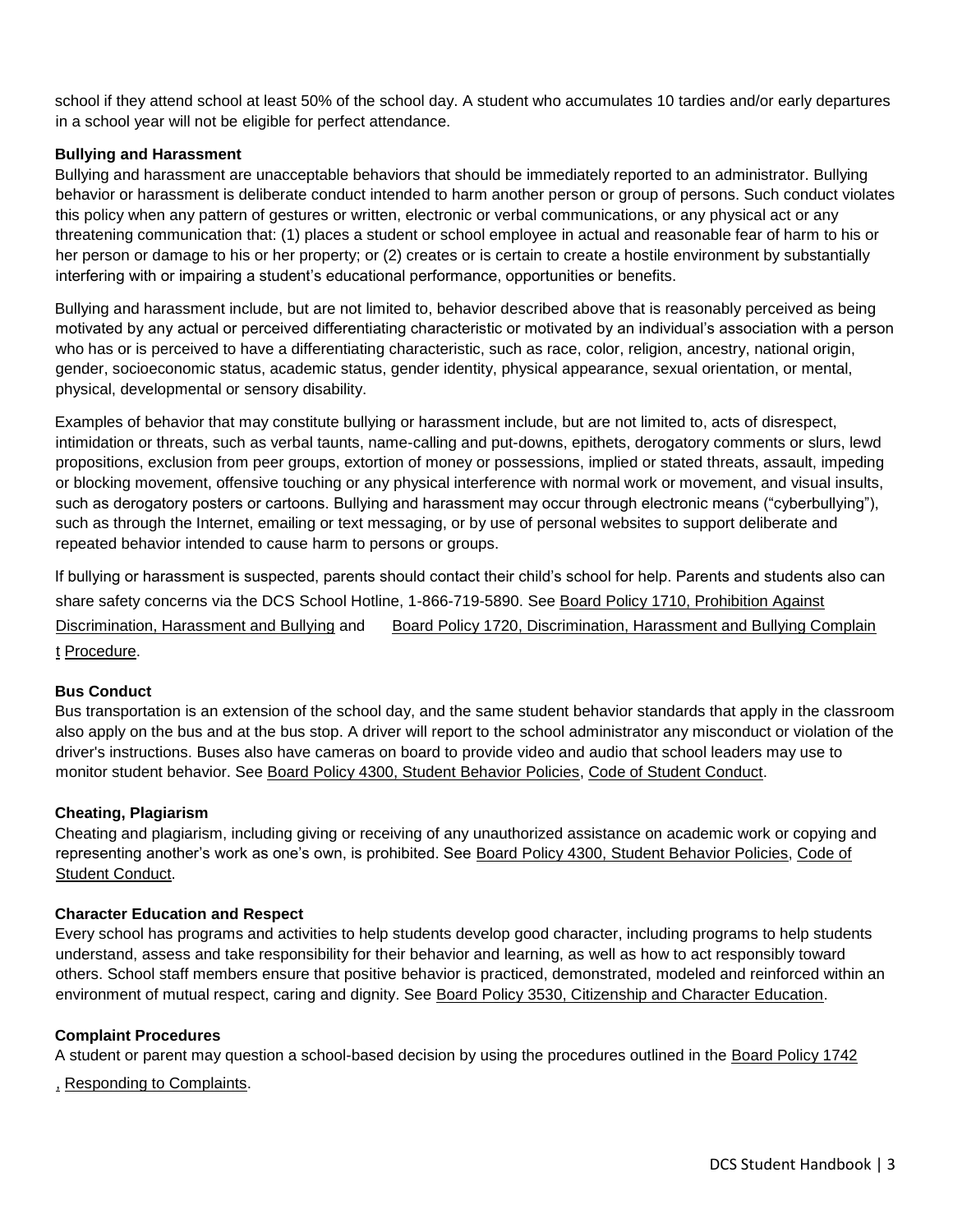school if they attend school at least 50% of the school day. A student who accumulates 10 tardies and/or early departures in a school year will not be eligible for perfect attendance.

### Bullying and Harassment

Bullying and harassment are unacceptable behaviors that should be immediately reported to an administrator. Bullying behavior or harassment is deliberate conduct intended to harm another person or group of persons. Such conduct violates this policy when any pattern of gestures or written, electronic or verbal communications, or any physical act or any threatening communication that: (1) places a student or school employee in actual and reasonable fear of harm to his or her person or damage to his or her property; or (2) creates or is certain to create a hostile environment by substantially interfering with or impairing a student's educational performance, opportunities or benefits.

Bullying and harassment include, but are not limited to, behavior described above that is reasonably perceived as being motivated by any actual or perceived differentiating characteristic or motivated by an individual's association with a person who has or is perceived to have a differentiating characteristic, such as race, color, religion, ancestry, national origin, gender, socioeconomic status, academic status, gender identity, physical appearance, sexual orientation, or mental, physical, developmental or sensory disability.

Examples of behavior that may constitute bullying or harassment include, but are not limited to, acts of disrespect, intimidation or threats, such as verbal taunts, name-calling and put-downs, epithets, derogatory comments or slurs, lewd propositions, exclusion from peer groups, extortion of money or possessions, implied or stated threats, assault, impeding or blocking movement, offensive touching or any physical interference with normal work or movement, and visual insults, such as derogatory posters or cartoons. Bullying and harassment may occur through electronic means ("cyberbullying"), such as through the Internet, emailing or text messaging, or by use of personal websites to support deliberate and repeated behavior intended to cause harm to persons or groups.

If bullying or harassment is suspected, parents should contact their child's school for help. Parents and students also can share safety concerns via the DCS School Hotline, 1-866-719-5890. See Board Policy 1710, Prohibition Against Discrimination, Harassment and Bullying and Board Policy 1720, Discrimination, Harassment and Bullying Complaint Procedure.

### Bus Conduct

Bus transportation is an extension of the school day, and the same student behavior standards that apply in the classroom also apply on the bus and at the bus stop. A driver will report to the school administrator any misconduct or violation of the driver's instructions. Buses also have cameras on board to provide video and audio that school leaders may use to monitor student behavior. See Board Policy 4300, Student Behavior Policies, Code of Student Conduct.

### Cheating, Plagiarism

Cheating and plagiarism, including giving or receiving of any unauthorized assistance on academic work or copying and representing another's work as one's own, is prohibited. See Board Policy 4300, Student Behavior Policies, Code of Student Conduct.

### Character Education and Respect

Every school has programs and activities to help students develop good character, including programs to help students understand, assess and take responsibility for their behavior and learning, as well as how to act responsibly toward others. School staff members ensure that positive behavior is practiced, demonstrated, modeled and reinforced within an environment of mutual respect, caring and dignity. See Board Policy 3530, Citizenship and Character Education.

### Complaint Procedures

A student or parent may question a school-based decision by using the procedures outlined in the Board Policy 1742, Responding to Complaints.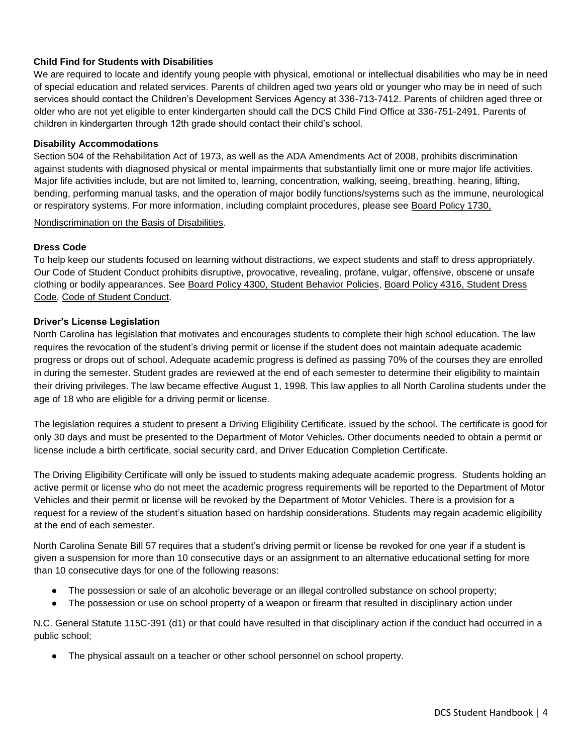### Child Find for Students with Disabilities

We are required to locate and identify young people with physical, emotional or intellectual disabilities who may be in need of special education and related services. Parents of children aged two years old or younger who may be in need of such services should contact the Children's Development Services Agency at 336-713-7412. Parents of children aged three or older who are not yet eligible to enter kindergarten should call the DCS Child Find Office at 336-751-2491. Parents of children in kindergarten through 12th grade should contact their child's school.

### Disability Accommodations

Section 504 of the Rehabilitation Act of 1973, as well as the ADA Amendments Act of 2008, prohibits discrimination against students with diagnosed physical or mental impairments that substantially limit one or more major life activities. Major life activities include, but are not limited to, learning, concentration, walking, seeing, breathing, hearing, lifting, bending, performing manual tasks, and the operation of major bodily functions/systems such as the immune, neurological or respiratory systems. For more information, including complaint procedures, please see Board Policy 1730, Nondiscrimination on the Basis of Disabilities.

### Dress Code

To help keep our students focused on learning without distractions, we expect students and staff to dress appropriately. Our Code of Student Conduct prohibits disruptive, provocative, revealing, profane, vulgar, offensive, obscene or unsafe clothing or bodily appearances. See Board Policy 4300, Student Behavior Policies, Board Policy 4316, Student Dress Code, Code of Student Conduct.

### Driver's License Legislation

North Carolina has legislation that motivates and encourages students to complete their high school education. The law requires the revocation of the student's driving permit or license if the student does not maintain adequate academic progress or drops out of school. Adequate academic progress is defined as passing 70% of the courses they are enrolled in during the semester. Student grades are reviewed at the end of each semester to determine their eligibility to maintain their driving privileges. The law became effective August 1, 1998. This law applies to all North Carolina students under the age of 18 who are eligible for a driving permit or license.

The legislation requires a student to present a Driving Eligibility Certificate, issued by the school. The certificate is good for only 30 days and must be presented to the Department of Motor Vehicles. Other documents needed to obtain a permit or license include a birth certificate, social security card, and Driver Education Completion Certificate.

The Driving Eligibility Certificate will only be issued to students making adequate academic progress. Students holding an active permit or license who do not meet the academic progress requirements will be reported to the Department of Motor Vehicles and their permit or license will be revoked by the Department of Motor Vehicles. There is a provision for a request for a review of the student's situation based on hardship considerations. Students may regain academic eligibility at the end of each semester.

North Carolina Senate Bill 57 requires that a student's driving permit or license be revoked for one year if a student is given a suspension for more than 10 consecutive days or an assignment to an alternative educational setting for more than 10 consecutive days for one of the following reasons:

- The possession or sale of an alcoholic beverage or an illegal controlled substance on school property;
- The possession or use on school property of a weapon or firearm that resulted in disciplinary action under

N.C. General Statute 115C-391 (d1) or that could have resulted in that disciplinary action if the conduct had occurred in a public school;

- The physical assault on a teacher or other school personnel on school property.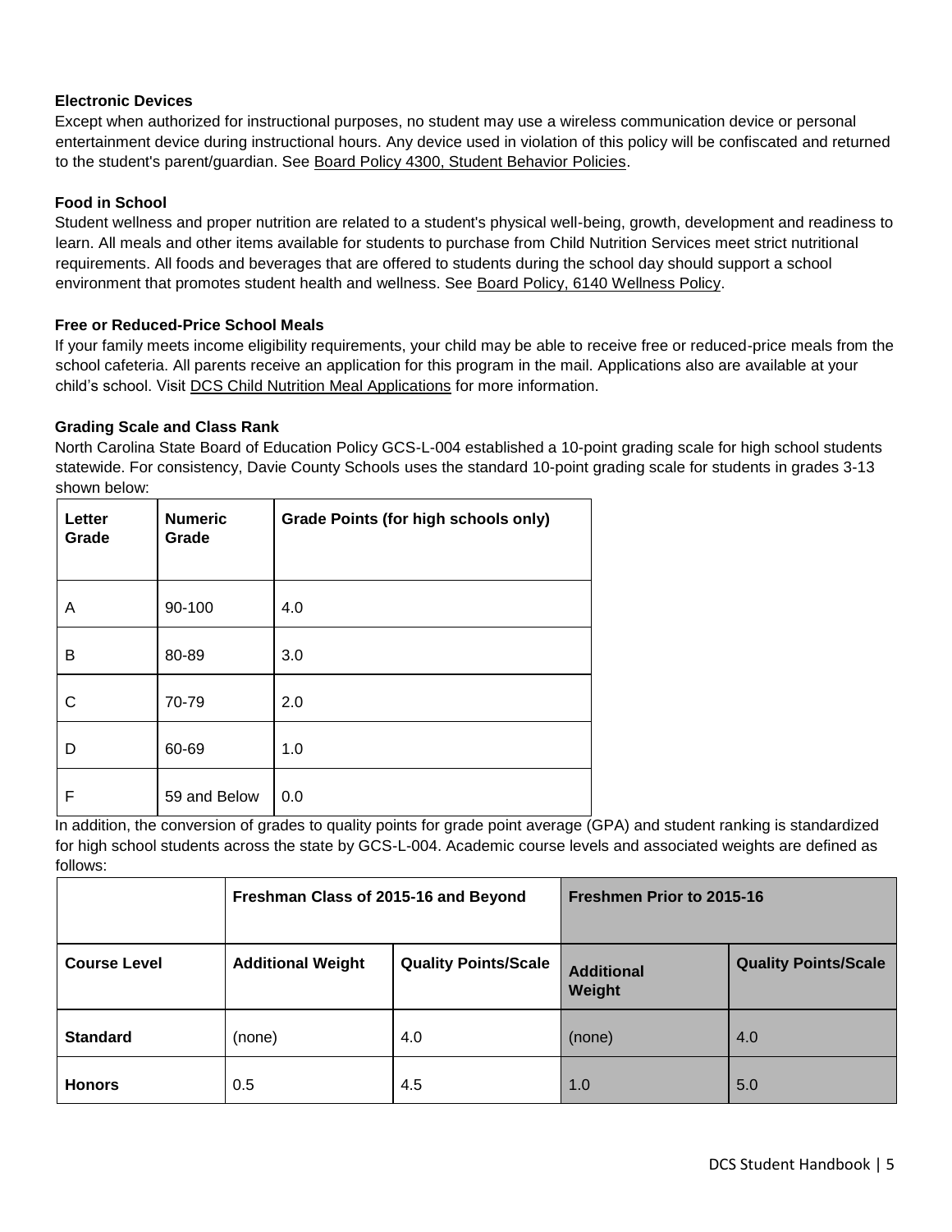**Electronic Devices**

Except when authorized for instructional purposes, no student may use a wireless communication device or personal entertainment device during instructional hours. Any device used in violation of this policy will be confiscated and returned to the student's parent/guardian. See Board Policy 4300, Student Behavior Policies.

**Food in School**

Student wellness and proper nutrition are related to a student's physical well-being, growth, development and readiness to learn. All meals and other items available for students to purchase from Child Nutrition Services meet strict nutritional requirements. All foods and beverages that are offered to students during the school day should support a school environment that promotes student health and wellness. See Board Policy, 6140 Wellness Policy.

**Free or Reduced-Price School Meals**

If your family meets income eligibility requirements, your child may be able to receive free or reduced-price meals from the school cafeteria. All parents receive an application for this program in the mail. Applications also are available at your child's school. Visit DCS Child Nutrition Meal Applications for more information.

**Grading Scale and Class Rank**

North Carolina State Board of Education Policy GCS-L-004 established a 10-point grading scale for high school students statewide. For consistency, Davie County Schools uses the standard 10-point grading scale for students in grades 3-13 shown below:

| Letter Grade | Numeric Grade | Grade Points (for high schools only) |
|---|---|---|
| A | 90-100 | 4.0 |
| B | 80-89 | 3.0 |
| C | 70-79 | 2.0 |
| D | 60-69 | 1.0 |
| F | 59 and Below | 0.0 |

In addition, the conversion of grades to quality points for grade point average (GPA) and student ranking is standardized for high school students across the state by GCS-L-004. Academic course levels and associated weights are defined as follows:

| | Freshman Class of 2015-16 and Beyond | | Freshmen Prior to 2015-16 | |
|---|---|---|---|---|
| **Course Level** | **Additional Weight** | **Quality Points/Scale** | **Additional Weight** | **Quality Points/Scale** |
| **Standard** | (none) | 4.0 | (none) | 4.0 |
| **Honors** | 0.5 | 4.5 | 1.0 | 5.0 |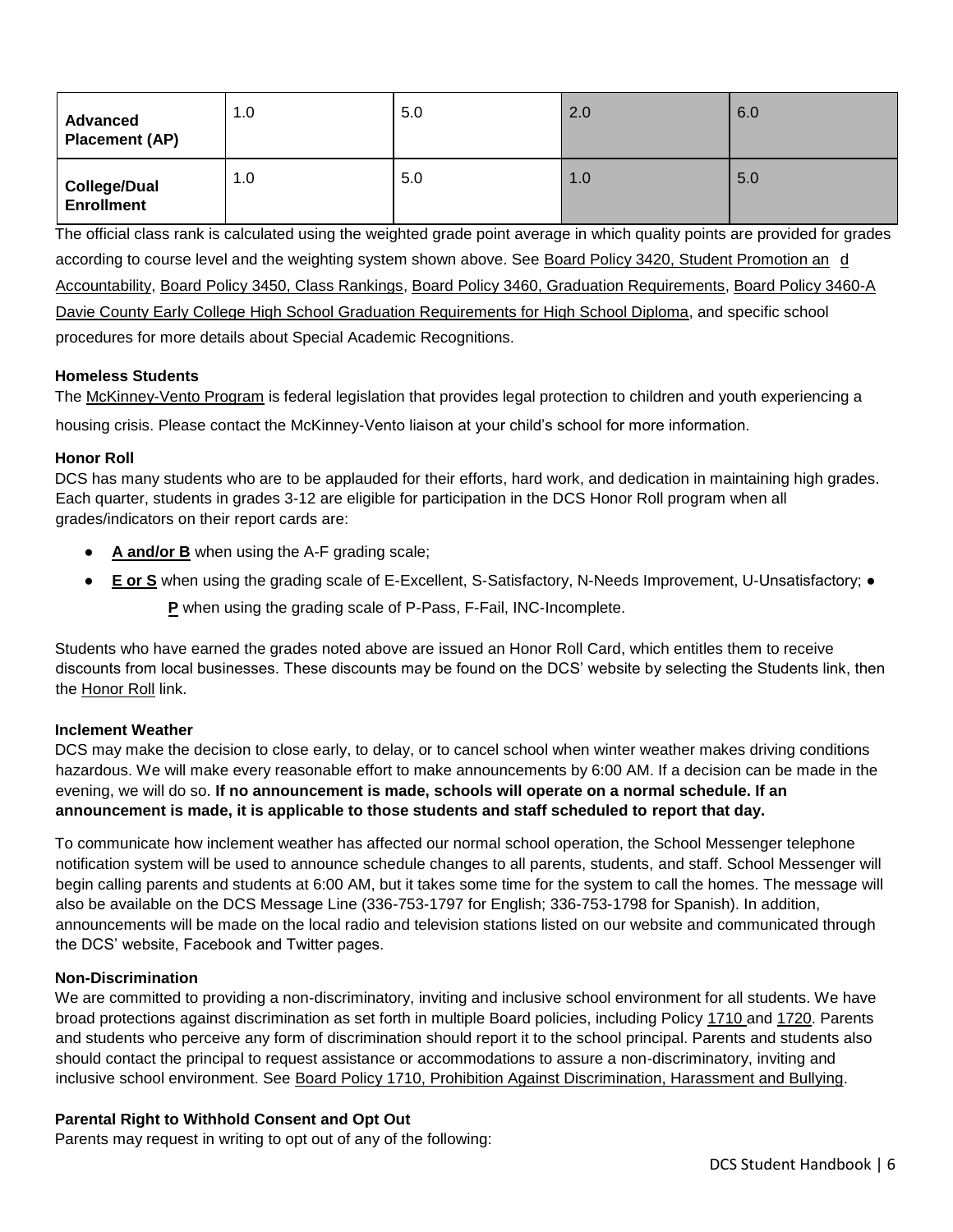| | | | | |
|---|---|---|---|---|
| **Advanced Placement (AP)** | 1.0 | 5.0 | 2.0 | 6.0 |
| **College/Dual Enrollment** | 1.0 | 5.0 | 1.0 | 5.0 |

The official class rank is calculated using the weighted grade point average in which quality points are provided for grades according to course level and the weighting system shown above. See Board Policy 3420, Student Promotion and Accountability, Board Policy 3450, Class Rankings, Board Policy 3460, Graduation Requirements, Board Policy 3460-A Davie County Early College High School Graduation Requirements for High School Diploma, and specific school procedures for more details about Special Academic Recognitions.

**Homeless Students**

The McKinney-Vento Program is federal legislation that provides legal protection to children and youth experiencing a housing crisis. Please contact the McKinney-Vento liaison at your child's school for more information.

**Honor Roll**

DCS has many students who are to be applauded for their efforts, hard work, and dedication in maintaining high grades. Each quarter, students in grades 3-12 are eligible for participation in the DCS Honor Roll program when all grades/indicators on their report cards are:

- **A and/or B** when using the A-F grading scale;
- **E or S** when using the grading scale of E-Excellent, S-Satisfactory, N-Needs Improvement, U-Unsatisfactory;
- **P** when using the grading scale of P-Pass, F-Fail, INC-Incomplete.

Students who have earned the grades noted above are issued an Honor Roll Card, which entitles them to receive discounts from local businesses. These discounts may be found on the DCS' website by selecting the Students link, then the Honor Roll link.

**Inclement Weather**

DCS may make the decision to close early, to delay, or to cancel school when winter weather makes driving conditions hazardous. We will make every reasonable effort to make announcements by 6:00 AM. If a decision can be made in the evening, we will do so. **If no announcement is made, schools will operate on a normal schedule. If an announcement is made, it is applicable to those students and staff scheduled to report that day.**

To communicate how inclement weather has affected our normal school operation, the School Messenger telephone notification system will be used to announce schedule changes to all parents, students, and staff. School Messenger will begin calling parents and students at 6:00 AM, but it takes some time for the system to call the homes. The message will also be available on the DCS Message Line (336-753-1797 for English; 336-753-1798 for Spanish). In addition, announcements will be made on the local radio and television stations listed on our website and communicated through the DCS' website, Facebook and Twitter pages.

**Non-Discrimination**

We are committed to providing a non-discriminatory, inviting and inclusive school environment for all students. We have broad protections against discrimination as set forth in multiple Board policies, including Policy 1710 and 1720. Parents and students who perceive any form of discrimination should report it to the school principal. Parents and students also should contact the principal to request assistance or accommodations to assure a non-discriminatory, inviting and inclusive school environment. See Board Policy 1710, Prohibition Against Discrimination, Harassment and Bullying.

**Parental Right to Withhold Consent and Opt Out**

Parents may request in writing to opt out of any of the following: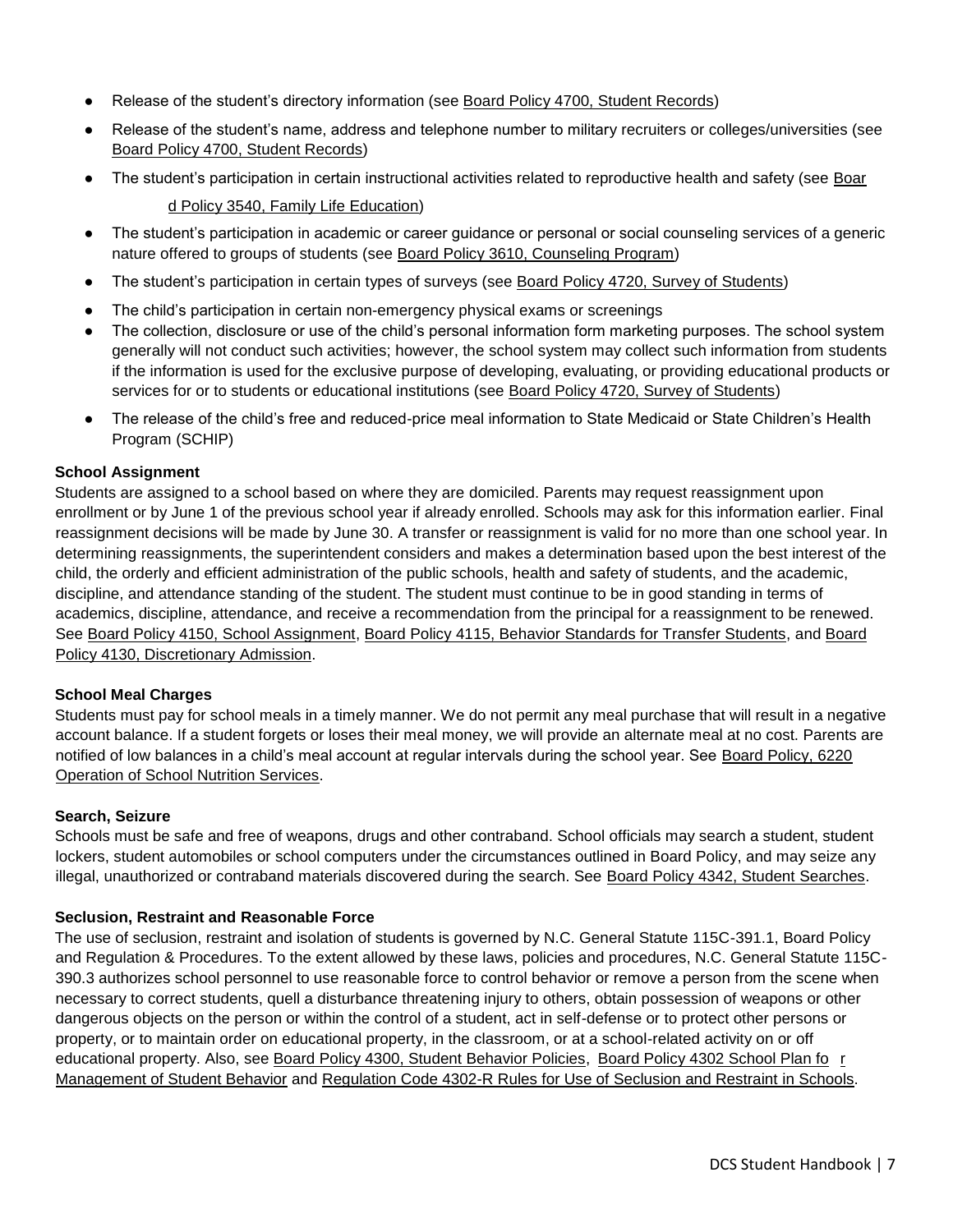- Release of the student's directory information (see Board Policy 4700, Student Records)
- Release of the student's name, address and telephone number to military recruiters or colleges/universities (see Board Policy 4700, Student Records)
- The student's participation in certain instructional activities related to reproductive health and safety (see Board Policy 3540, Family Life Education)
- The student's participation in academic or career guidance or personal or social counseling services of a generic nature offered to groups of students (see Board Policy 3610, Counseling Program)
- The student's participation in certain types of surveys (see Board Policy 4720, Survey of Students)
- The child's participation in certain non-emergency physical exams or screenings
- The collection, disclosure or use of the child's personal information form marketing purposes. The school system generally will not conduct such activities; however, the school system may collect such information from students if the information is used for the exclusive purpose of developing, evaluating, or providing educational products or services for or to students or educational institutions (see Board Policy 4720, Survey of Students)
- The release of the child's free and reduced-price meal information to State Medicaid or State Children's Health Program (SCHIP)

**School Assignment**

Students are assigned to a school based on where they are domiciled. Parents may request reassignment upon enrollment or by June 1 of the previous school year if already enrolled. Schools may ask for this information earlier. Final reassignment decisions will be made by June 30. A transfer or reassignment is valid for no more than one school year. In determining reassignments, the superintendent considers and makes a determination based upon the best interest of the child, the orderly and efficient administration of the public schools, health and safety of students, and the academic, discipline, and attendance standing of the student. The student must continue to be in good standing in terms of academics, discipline, attendance, and receive a recommendation from the principal for a reassignment to be renewed. See Board Policy 4150, School Assignment, Board Policy 4115, Behavior Standards for Transfer Students, and Board Policy 4130, Discretionary Admission.

**School Meal Charges**

Students must pay for school meals in a timely manner. We do not permit any meal purchase that will result in a negative account balance. If a student forgets or loses their meal money, we will provide an alternate meal at no cost. Parents are notified of low balances in a child's meal account at regular intervals during the school year. See Board Policy, 6220 Operation of School Nutrition Services.

**Search, Seizure**

Schools must be safe and free of weapons, drugs and other contraband. School officials may search a student, student lockers, student automobiles or school computers under the circumstances outlined in Board Policy, and may seize any illegal, unauthorized or contraband materials discovered during the search. See Board Policy 4342, Student Searches.

**Seclusion, Restraint and Reasonable Force**

The use of seclusion, restraint and isolation of students is governed by N.C. General Statute 115C-391.1, Board Policy and Regulation & Procedures. To the extent allowed by these laws, policies and procedures, N.C. General Statute 115C-390.3 authorizes school personnel to use reasonable force to control behavior or remove a person from the scene when necessary to correct students, quell a disturbance threatening injury to others, obtain possession of weapons or other dangerous objects on the person or within the control of a student, act in self-defense or to protect other persons or property, or to maintain order on educational property, in the classroom, or at a school-related activity on or off educational property. Also, see Board Policy 4300, Student Behavior Policies, Board Policy 4302 School Plan for Management of Student Behavior and Regulation Code 4302-R Rules for Use of Seclusion and Restraint in Schools.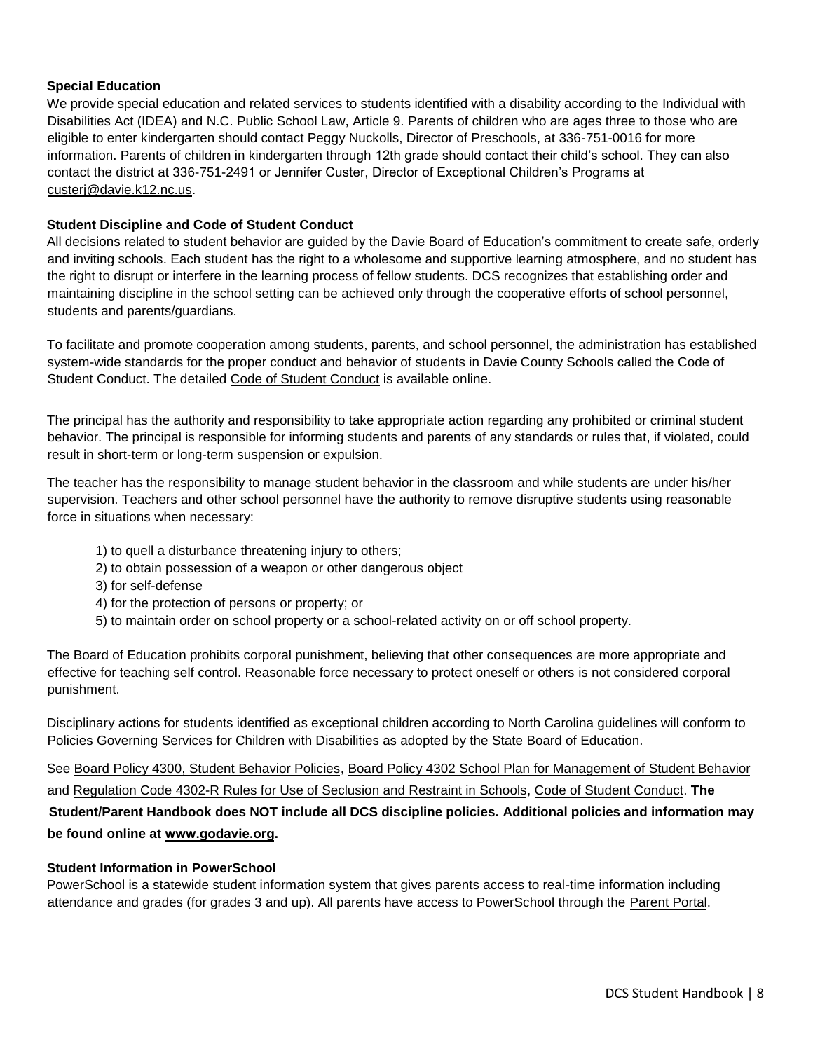## Special Education

We provide special education and related services to students identified with a disability according to the Individual with Disabilities Act (IDEA) and N.C. Public School Law, Article 9. Parents of children who are ages three to those who are eligible to enter kindergarten should contact Peggy Nuckolls, Director of Preschools, at 336-751-0016 for more information. Parents of children in kindergarten through 12th grade should contact their child's school. They can also contact the district at 336-751-2491 or Jennifer Custer, Director of Exceptional Children's Programs at custerj@davie.k12.nc.us.

## Student Discipline and Code of Student Conduct

All decisions related to student behavior are guided by the Davie Board of Education's commitment to create safe, orderly and inviting schools. Each student has the right to a wholesome and supportive learning atmosphere, and no student has the right to disrupt or interfere in the learning process of fellow students. DCS recognizes that establishing order and maintaining discipline in the school setting can be achieved only through the cooperative efforts of school personnel, students and parents/guardians.

To facilitate and promote cooperation among students, parents, and school personnel, the administration has established system-wide standards for the proper conduct and behavior of students in Davie County Schools called the Code of Student Conduct. The detailed Code of Student Conduct is available online.

The principal has the authority and responsibility to take appropriate action regarding any prohibited or criminal student behavior. The principal is responsible for informing students and parents of any standards or rules that, if violated, could result in short-term or long-term suspension or expulsion.

The teacher has the responsibility to manage student behavior in the classroom and while students are under his/her supervision. Teachers and other school personnel have the authority to remove disruptive students using reasonable force in situations when necessary:

1) to quell a disturbance threatening injury to others;
2) to obtain possession of a weapon or other dangerous object
3) for self-defense
4) for the protection of persons or property; or
5) to maintain order on school property or a school-related activity on or off school property.

The Board of Education prohibits corporal punishment, believing that other consequences are more appropriate and effective for teaching self control. Reasonable force necessary to protect oneself or others is not considered corporal punishment.

Disciplinary actions for students identified as exceptional children according to North Carolina guidelines will conform to Policies Governing Services for Children with Disabilities as adopted by the State Board of Education.

See Board Policy 4300, Student Behavior Policies, Board Policy 4302 School Plan for Management of Student Behavior and Regulation Code 4302-R Rules for Use of Seclusion and Restraint in Schools, Code of Student Conduct. **The Student/Parent Handbook does NOT include all DCS discipline policies. Additional policies and information may be found online at www.godavie.org.**

## Student Information in PowerSchool

PowerSchool is a statewide student information system that gives parents access to real-time information including attendance and grades (for grades 3 and up). All parents have access to PowerSchool through the Parent Portal.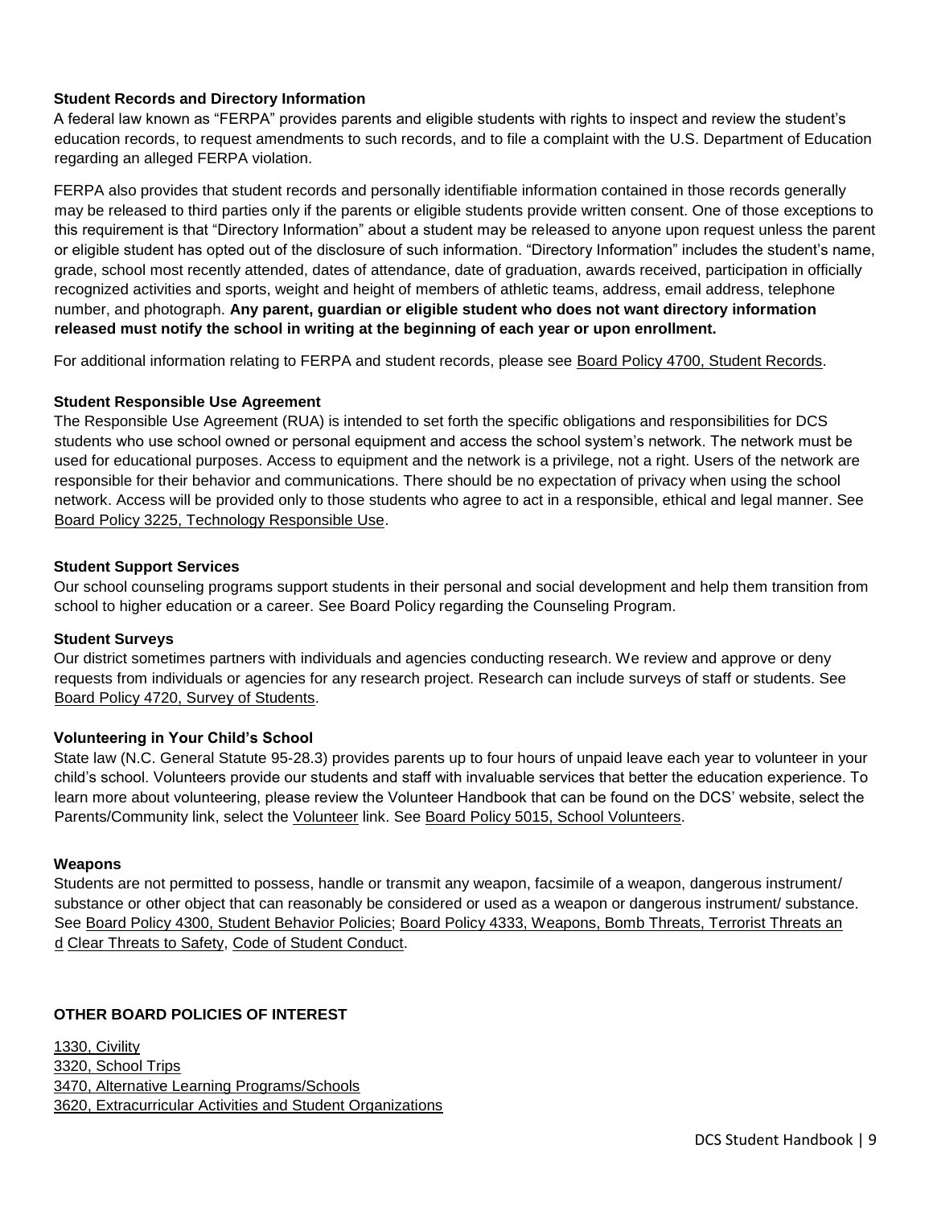### Student Records and Directory Information

A federal law known as "FERPA" provides parents and eligible students with rights to inspect and review the student's education records, to request amendments to such records, and to file a complaint with the U.S. Department of Education regarding an alleged FERPA violation.

FERPA also provides that student records and personally identifiable information contained in those records generally may be released to third parties only if the parents or eligible students provide written consent. One of those exceptions to this requirement is that "Directory Information" about a student may be released to anyone upon request unless the parent or eligible student has opted out of the disclosure of such information. "Directory Information" includes the student's name, grade, school most recently attended, dates of attendance, date of graduation, awards received, participation in officially recognized activities and sports, weight and height of members of athletic teams, address, email address, telephone number, and photograph. **Any parent, guardian or eligible student who does not want directory information released must notify the school in writing at the beginning of each year or upon enrollment.**

For additional information relating to FERPA and student records, please see Board Policy 4700, Student Records.

### Student Responsible Use Agreement

The Responsible Use Agreement (RUA) is intended to set forth the specific obligations and responsibilities for DCS students who use school owned or personal equipment and access the school system's network. The network must be used for educational purposes. Access to equipment and the network is a privilege, not a right. Users of the network are responsible for their behavior and communications. There should be no expectation of privacy when using the school network. Access will be provided only to those students who agree to act in a responsible, ethical and legal manner. See Board Policy 3225, Technology Responsible Use.

### Student Support Services

Our school counseling programs support students in their personal and social development and help them transition from school to higher education or a career. See Board Policy regarding the Counseling Program.

### Student Surveys

Our district sometimes partners with individuals and agencies conducting research. We review and approve or deny requests from individuals or agencies for any research project. Research can include surveys of staff or students. See Board Policy 4720, Survey of Students.

### Volunteering in Your Child's School

State law (N.C. General Statute 95-28.3) provides parents up to four hours of unpaid leave each year to volunteer in your child's school. Volunteers provide our students and staff with invaluable services that better the education experience. To learn more about volunteering, please review the Volunteer Handbook that can be found on the DCS' website, select the Parents/Community link, select the Volunteer link. See Board Policy 5015, School Volunteers.

### Weapons

Students are not permitted to possess, handle or transmit any weapon, facsimile of a weapon, dangerous instrument/ substance or other object that can reasonably be considered or used as a weapon or dangerous instrument/ substance. See Board Policy 4300, Student Behavior Policies; Board Policy 4333, Weapons, Bomb Threats, Terrorist Threats and Clear Threats to Safety, Code of Student Conduct.

## OTHER BOARD POLICIES OF INTEREST

1330, Civility
3320, School Trips
3470, Alternative Learning Programs/Schools
3620, Extracurricular Activities and Student Organizations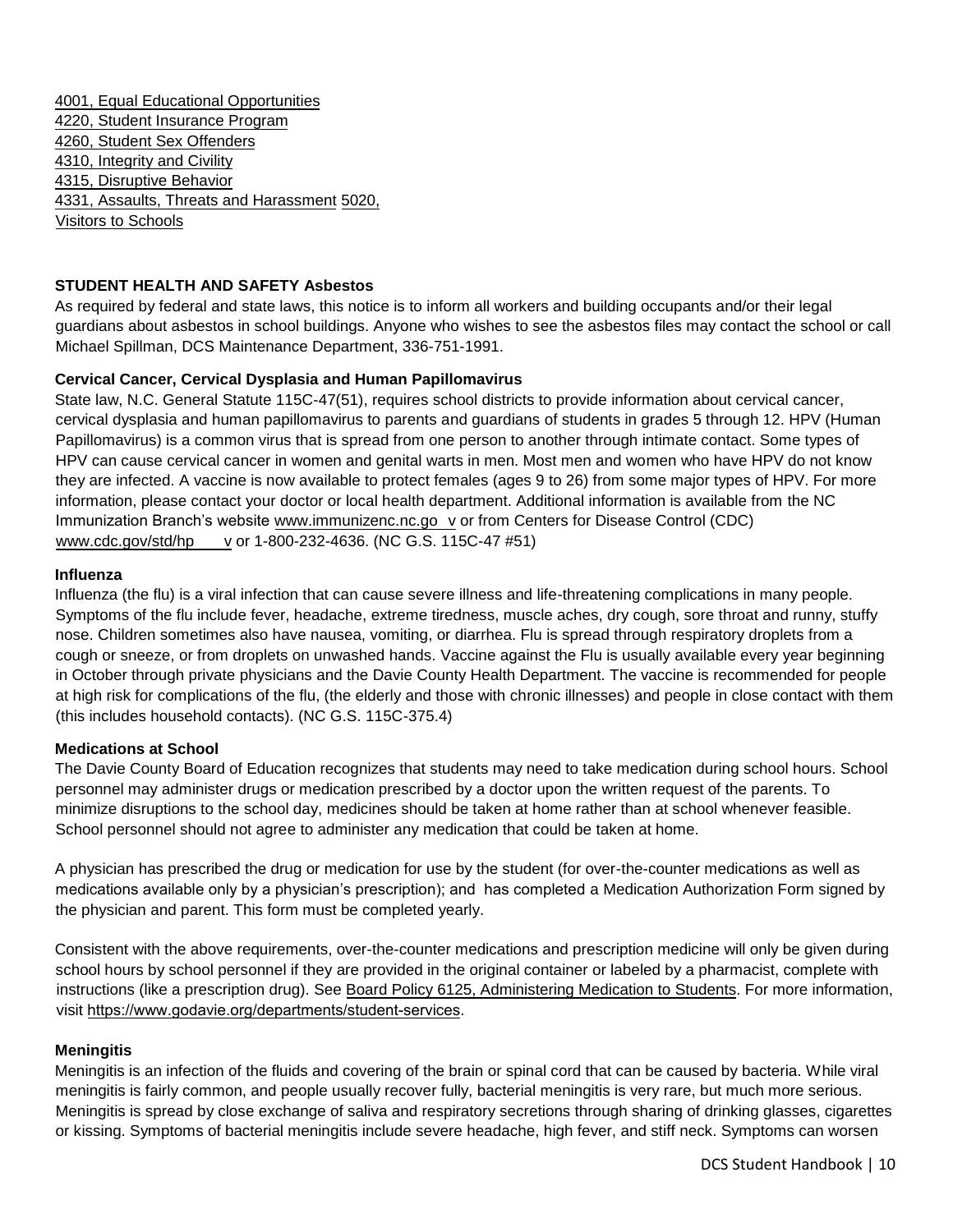4001, Equal Educational Opportunities
4220, Student Insurance Program
4260, Student Sex Offenders
4310, Integrity and Civility
4315, Disruptive Behavior
4331, Assaults, Threats and Harassment 5020, Visitors to Schools

**STUDENT HEALTH AND SAFETY Asbestos**

As required by federal and state laws, this notice is to inform all workers and building occupants and/or their legal guardians about asbestos in school buildings. Anyone who wishes to see the asbestos files may contact the school or call Michael Spillman, DCS Maintenance Department, 336-751-1991.

**Cervical Cancer, Cervical Dysplasia and Human Papillomavirus**

State law, N.C. General Statute 115C-47(51), requires school districts to provide information about cervical cancer, cervical dysplasia and human papillomavirus to parents and guardians of students in grades 5 through 12. HPV (Human Papillomavirus) is a common virus that is spread from one person to another through intimate contact. Some types of HPV can cause cervical cancer in women and genital warts in men. Most men and women who have HPV do not know they are infected. A vaccine is now available to protect females (ages 9 to 26) from some major types of HPV. For more information, please contact your doctor or local health department. Additional information is available from the NC Immunization Branch's website www.immunizenc.nc.gov or from Centers for Disease Control (CDC) www.cdc.gov/std/hpv or 1-800-232-4636. (NC G.S. 115C-47 #51)

**Influenza**

Influenza (the flu) is a viral infection that can cause severe illness and life-threatening complications in many people. Symptoms of the flu include fever, headache, extreme tiredness, muscle aches, dry cough, sore throat and runny, stuffy nose. Children sometimes also have nausea, vomiting, or diarrhea. Flu is spread through respiratory droplets from a cough or sneeze, or from droplets on unwashed hands. Vaccine against the Flu is usually available every year beginning in October through private physicians and the Davie County Health Department. The vaccine is recommended for people at high risk for complications of the flu, (the elderly and those with chronic illnesses) and people in close contact with them (this includes household contacts). (NC G.S. 115C-375.4)

**Medications at School**

The Davie County Board of Education recognizes that students may need to take medication during school hours. School personnel may administer drugs or medication prescribed by a doctor upon the written request of the parents. To minimize disruptions to the school day, medicines should be taken at home rather than at school whenever feasible. School personnel should not agree to administer any medication that could be taken at home.

A physician has prescribed the drug or medication for use by the student (for over-the-counter medications as well as medications available only by a physician's prescription); and has completed a Medication Authorization Form signed by the physician and parent. This form must be completed yearly.

Consistent with the above requirements, over-the-counter medications and prescription medicine will only be given during school hours by school personnel if they are provided in the original container or labeled by a pharmacist, complete with instructions (like a prescription drug). See Board Policy 6125, Administering Medication to Students. For more information, visit https://www.godavie.org/departments/student-services.

**Meningitis**

Meningitis is an infection of the fluids and covering of the brain or spinal cord that can be caused by bacteria. While viral meningitis is fairly common, and people usually recover fully, bacterial meningitis is very rare, but much more serious. Meningitis is spread by close exchange of saliva and respiratory secretions through sharing of drinking glasses, cigarettes or kissing. Symptoms of bacterial meningitis include severe headache, high fever, and stiff neck. Symptoms can worsen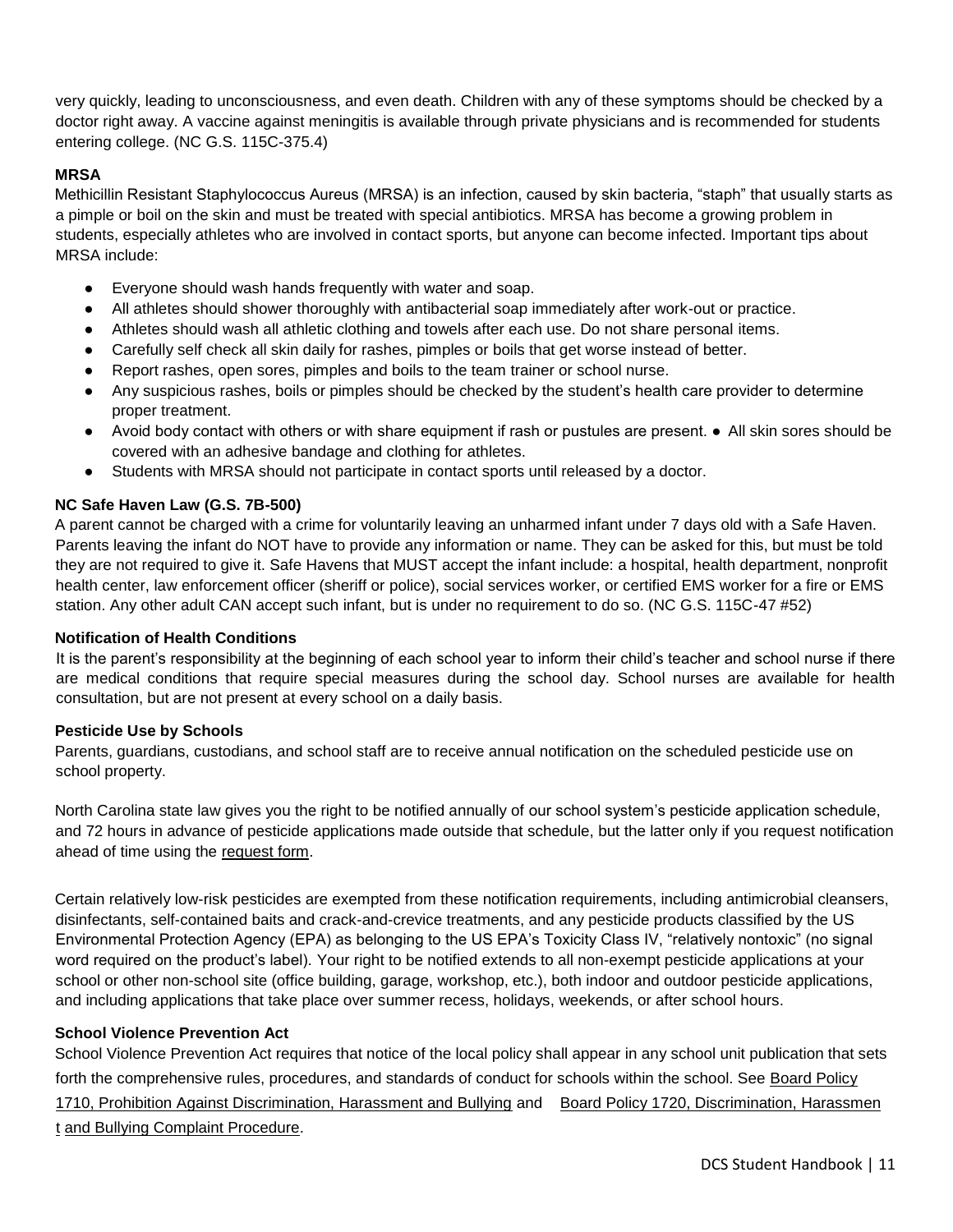very quickly, leading to unconsciousness, and even death. Children with any of these symptoms should be checked by a doctor right away. A vaccine against meningitis is available through private physicians and is recommended for students entering college. (NC G.S. 115C-375.4)

### MRSA

Methicillin Resistant Staphylococcus Aureus (MRSA) is an infection, caused by skin bacteria, "staph" that usually starts as a pimple or boil on the skin and must be treated with special antibiotics. MRSA has become a growing problem in students, especially athletes who are involved in contact sports, but anyone can become infected. Important tips about MRSA include:

- Everyone should wash hands frequently with water and soap.
- All athletes should shower thoroughly with antibacterial soap immediately after work-out or practice.
- Athletes should wash all athletic clothing and towels after each use. Do not share personal items.
- Carefully self check all skin daily for rashes, pimples or boils that get worse instead of better.
- Report rashes, open sores, pimples and boils to the team trainer or school nurse.
- Any suspicious rashes, boils or pimples should be checked by the student's health care provider to determine proper treatment.
- Avoid body contact with others or with share equipment if rash or pustules are present. ● All skin sores should be covered with an adhesive bandage and clothing for athletes.
- Students with MRSA should not participate in contact sports until released by a doctor.

### NC Safe Haven Law (G.S. 7B-500)

A parent cannot be charged with a crime for voluntarily leaving an unharmed infant under 7 days old with a Safe Haven. Parents leaving the infant do NOT have to provide any information or name. They can be asked for this, but must be told they are not required to give it. Safe Havens that MUST accept the infant include: a hospital, health department, nonprofit health center, law enforcement officer (sheriff or police), social services worker, or certified EMS worker for a fire or EMS station. Any other adult CAN accept such infant, but is under no requirement to do so. (NC G.S. 115C-47 #52)

### Notification of Health Conditions

It is the parent's responsibility at the beginning of each school year to inform their child's teacher and school nurse if there are medical conditions that require special measures during the school day. School nurses are available for health consultation, but are not present at every school on a daily basis.

### Pesticide Use by Schools

Parents, guardians, custodians, and school staff are to receive annual notification on the scheduled pesticide use on school property.

North Carolina state law gives you the right to be notified annually of our school system's pesticide application schedule, and 72 hours in advance of pesticide applications made outside that schedule, but the latter only if you request notification ahead of time using the request form.

Certain relatively low-risk pesticides are exempted from these notification requirements, including antimicrobial cleansers, disinfectants, self-contained baits and crack-and-crevice treatments, and any pesticide products classified by the US Environmental Protection Agency (EPA) as belonging to the US EPA's Toxicity Class IV, "relatively nontoxic" (no signal word required on the product's label). Your right to be notified extends to all non-exempt pesticide applications at your school or other non-school site (office building, garage, workshop, etc.), both indoor and outdoor pesticide applications, and including applications that take place over summer recess, holidays, weekends, or after school hours.

### School Violence Prevention Act

School Violence Prevention Act requires that notice of the local policy shall appear in any school unit publication that sets forth the comprehensive rules, procedures, and standards of conduct for schools within the school. See Board Policy 1710, Prohibition Against Discrimination, Harassment and Bullying and Board Policy 1720, Discrimination, Harassment and Bullying Complaint Procedure.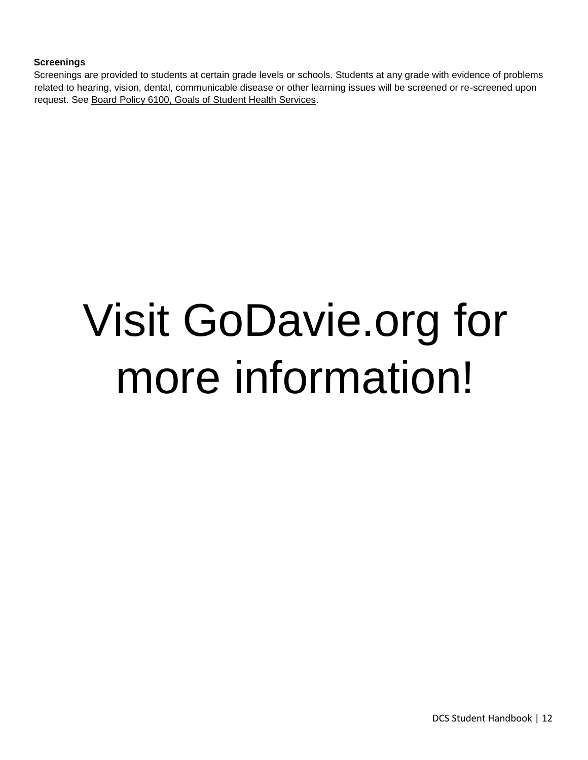**Screenings**

Screenings are provided to students at certain grade levels or schools. Students at any grade with evidence of problems related to hearing, vision, dental, communicable disease or other learning issues will be screened or re-screened upon request. See Board Policy 6100, Goals of Student Health Services.

# Visit GoDavie.org for more information!